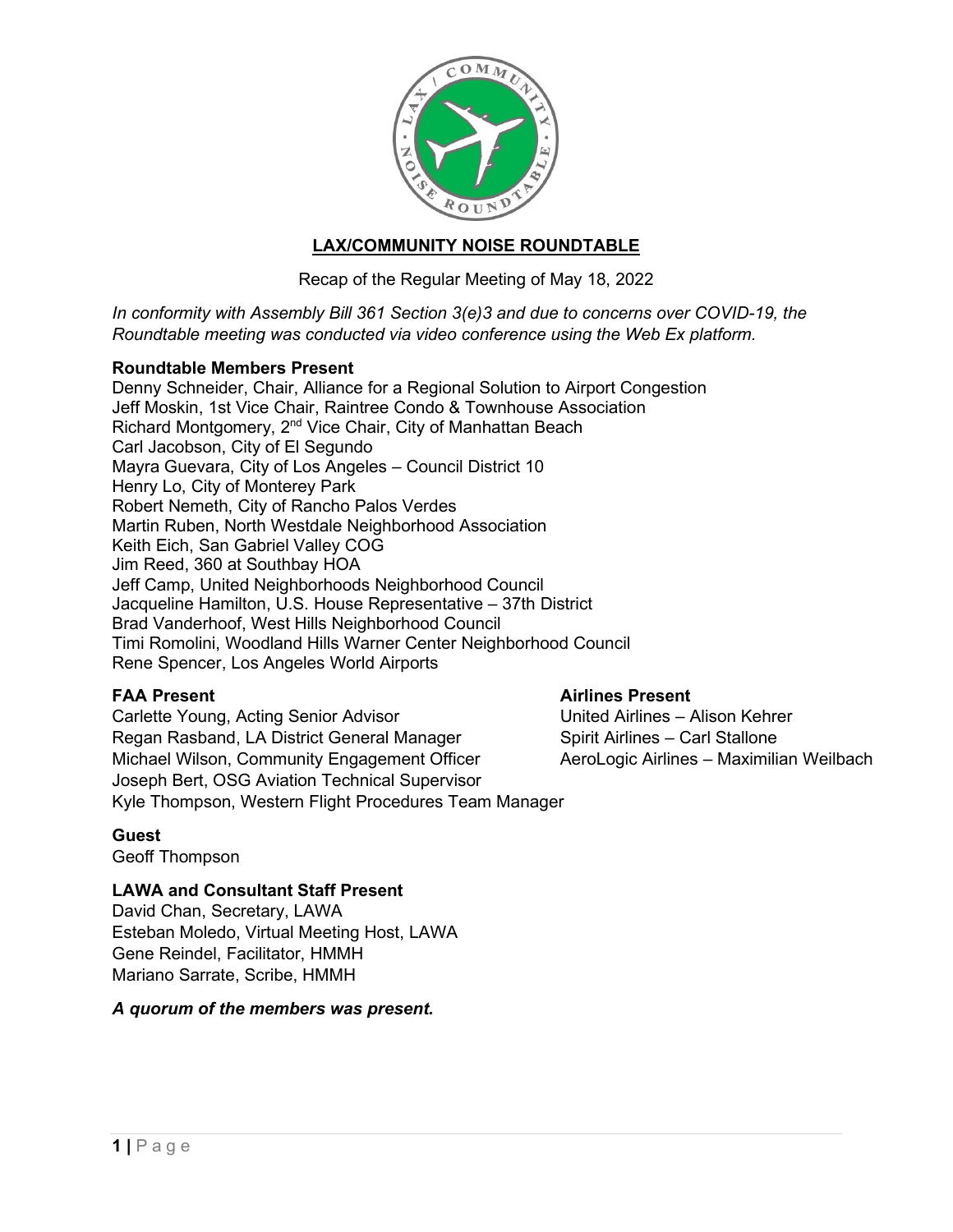# LAX/COMMUNITY NOISE ROUNDTABLE

Recap of the Regular Meeting of May 18, 2022

*In conformity with Assembly Bill 361 Section 3(e)3 and due to concerns over COVID-19, the Roundtable meeting was conducted via video conference using the Web Ex platform.*

**Roundtable Members Present**

Denny Schneider, Chair, Alliance for a Regional Solution to Airport Congestion
Jeff Moskin, 1st Vice Chair, Raintree Condo & Townhouse Association
Richard Montgomery, 2nd Vice Chair, City of Manhattan Beach
Carl Jacobson, City of El Segundo
Mayra Guevara, City of Los Angeles – Council District 10
Henry Lo, City of Monterey Park
Robert Nemeth, City of Rancho Palos Verdes
Martin Ruben, North Westdale Neighborhood Association
Keith Eich, San Gabriel Valley COG
Jim Reed, 360 at Southbay HOA
Jeff Camp, United Neighborhoods Neighborhood Council
Jacqueline Hamilton, U.S. House Representative – 37th District
Brad Vanderhoof, West Hills Neighborhood Council
Timi Romolini, Woodland Hills Warner Center Neighborhood Council
Rene Spencer, Los Angeles World Airports

**FAA Present**

Carlette Young, Acting Senior Advisor
Regan Rasband, LA District General Manager
Michael Wilson, Community Engagement Officer
Joseph Bert, OSG Aviation Technical Supervisor
Kyle Thompson, Western Flight Procedures Team Manager

**Airlines Present**

United Airlines – Alison Kehrer
Spirit Airlines – Carl Stallone
AeroLogic Airlines – Maximilian Weilbach

**Guest**

Geoff Thompson

**LAWA and Consultant Staff Present**

David Chan, Secretary, LAWA
Esteban Moledo, Virtual Meeting Host, LAWA
Gene Reindel, Facilitator, HMMH
Mariano Sarrate, Scribe, HMMH

***A quorum of the members was present.***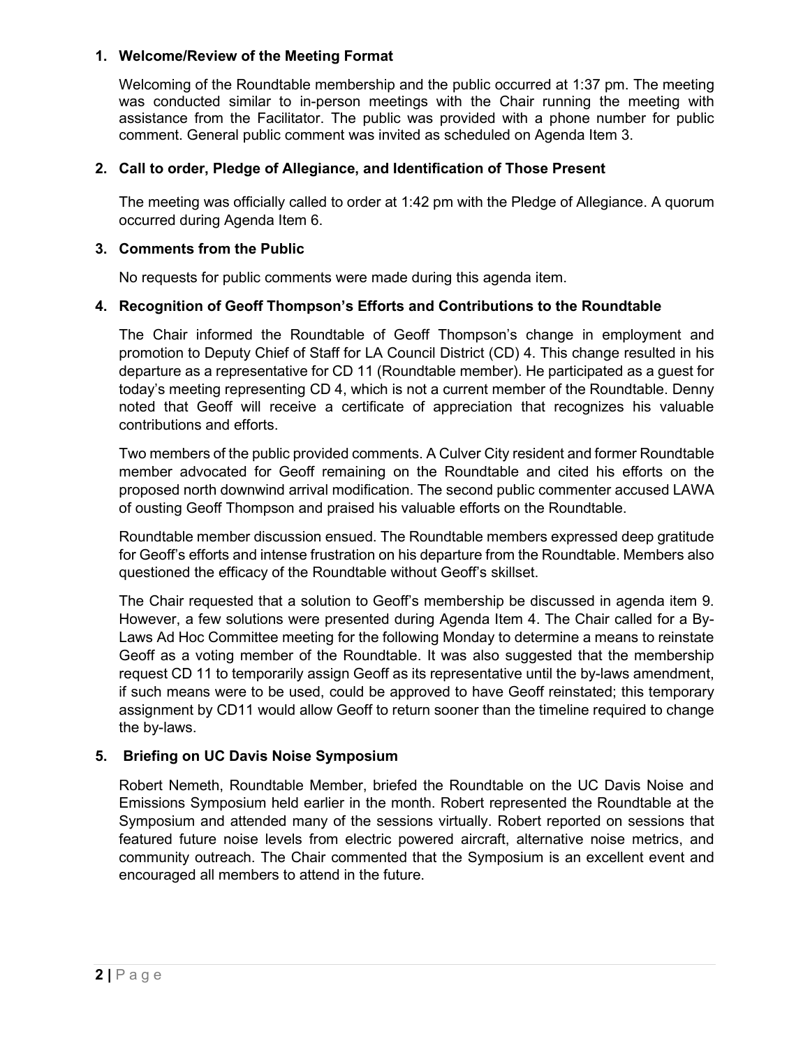1. **Welcome/Review of the Meeting Format**

   Welcoming of the Roundtable membership and the public occurred at 1:37 pm. The meeting was conducted similar to in-person meetings with the Chair running the meeting with assistance from the Facilitator. The public was provided with a phone number for public comment. General public comment was invited as scheduled on Agenda Item 3.

2. **Call to order, Pledge of Allegiance, and Identification of Those Present**

   The meeting was officially called to order at 1:42 pm with the Pledge of Allegiance. A quorum occurred during Agenda Item 6.

3. **Comments from the Public**

   No requests for public comments were made during this agenda item.

4. **Recognition of Geoff Thompson's Efforts and Contributions to the Roundtable**

   The Chair informed the Roundtable of Geoff Thompson's change in employment and promotion to Deputy Chief of Staff for LA Council District (CD) 4. This change resulted in his departure as a representative for CD 11 (Roundtable member). He participated as a guest for today's meeting representing CD 4, which is not a current member of the Roundtable. Denny noted that Geoff will receive a certificate of appreciation that recognizes his valuable contributions and efforts.

   Two members of the public provided comments. A Culver City resident and former Roundtable member advocated for Geoff remaining on the Roundtable and cited his efforts on the proposed north downwind arrival modification. The second public commenter accused LAWA of ousting Geoff Thompson and praised his valuable efforts on the Roundtable.

   Roundtable member discussion ensued. The Roundtable members expressed deep gratitude for Geoff's efforts and intense frustration on his departure from the Roundtable. Members also questioned the efficacy of the Roundtable without Geoff's skillset.

   The Chair requested that a solution to Geoff's membership be discussed in agenda item 9. However, a few solutions were presented during Agenda Item 4. The Chair called for a By-Laws Ad Hoc Committee meeting for the following Monday to determine a means to reinstate Geoff as a voting member of the Roundtable. It was also suggested that the membership request CD 11 to temporarily assign Geoff as its representative until the by-laws amendment, if such means were to be used, could be approved to have Geoff reinstated; this temporary assignment by CD11 would allow Geoff to return sooner than the timeline required to change the by-laws.

5. **Briefing on UC Davis Noise Symposium**

   Robert Nemeth, Roundtable Member, briefed the Roundtable on the UC Davis Noise and Emissions Symposium held earlier in the month. Robert represented the Roundtable at the Symposium and attended many of the sessions virtually. Robert reported on sessions that featured future noise levels from electric powered aircraft, alternative noise metrics, and community outreach. The Chair commented that the Symposium is an excellent event and encouraged all members to attend in the future.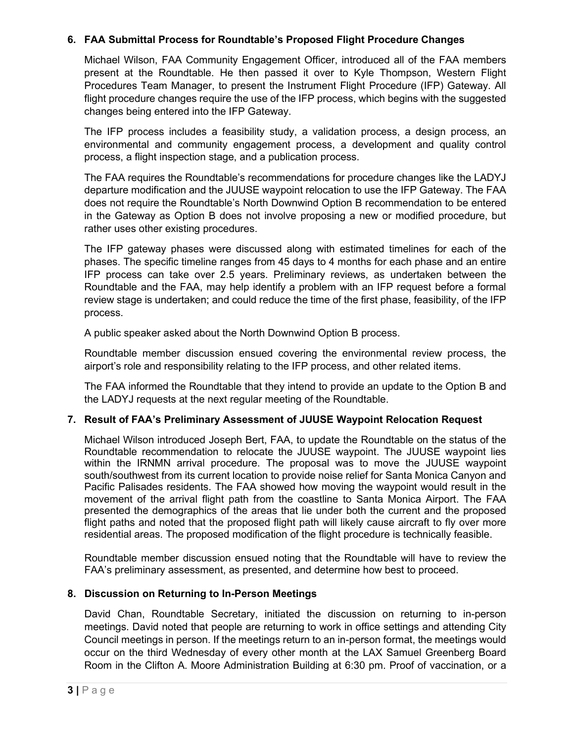### 6. FAA Submittal Process for Roundtable's Proposed Flight Procedure Changes

Michael Wilson, FAA Community Engagement Officer, introduced all of the FAA members present at the Roundtable. He then passed it over to Kyle Thompson, Western Flight Procedures Team Manager, to present the Instrument Flight Procedure (IFP) Gateway. All flight procedure changes require the use of the IFP process, which begins with the suggested changes being entered into the IFP Gateway.

The IFP process includes a feasibility study, a validation process, a design process, an environmental and community engagement process, a development and quality control process, a flight inspection stage, and a publication process.

The FAA requires the Roundtable's recommendations for procedure changes like the LADYJ departure modification and the JUUSE waypoint relocation to use the IFP Gateway. The FAA does not require the Roundtable's North Downwind Option B recommendation to be entered in the Gateway as Option B does not involve proposing a new or modified procedure, but rather uses other existing procedures.

The IFP gateway phases were discussed along with estimated timelines for each of the phases. The specific timeline ranges from 45 days to 4 months for each phase and an entire IFP process can take over 2.5 years. Preliminary reviews, as undertaken between the Roundtable and the FAA, may help identify a problem with an IFP request before a formal review stage is undertaken; and could reduce the time of the first phase, feasibility, of the IFP process.

A public speaker asked about the North Downwind Option B process.

Roundtable member discussion ensued covering the environmental review process, the airport's role and responsibility relating to the IFP process, and other related items.

The FAA informed the Roundtable that they intend to provide an update to the Option B and the LADYJ requests at the next regular meeting of the Roundtable.

### 7. Result of FAA's Preliminary Assessment of JUUSE Waypoint Relocation Request

Michael Wilson introduced Joseph Bert, FAA, to update the Roundtable on the status of the Roundtable recommendation to relocate the JUUSE waypoint. The JUUSE waypoint lies within the IRNMN arrival procedure. The proposal was to move the JUUSE waypoint south/southwest from its current location to provide noise relief for Santa Monica Canyon and Pacific Palisades residents. The FAA showed how moving the waypoint would result in the movement of the arrival flight path from the coastline to Santa Monica Airport. The FAA presented the demographics of the areas that lie under both the current and the proposed flight paths and noted that the proposed flight path will likely cause aircraft to fly over more residential areas. The proposed modification of the flight procedure is technically feasible.

Roundtable member discussion ensued noting that the Roundtable will have to review the FAA's preliminary assessment, as presented, and determine how best to proceed.

### 8. Discussion on Returning to In-Person Meetings

David Chan, Roundtable Secretary, initiated the discussion on returning to in-person meetings. David noted that people are returning to work in office settings and attending City Council meetings in person. If the meetings return to an in-person format, the meetings would occur on the third Wednesday of every other month at the LAX Samuel Greenberg Board Room in the Clifton A. Moore Administration Building at 6:30 pm. Proof of vaccination, or a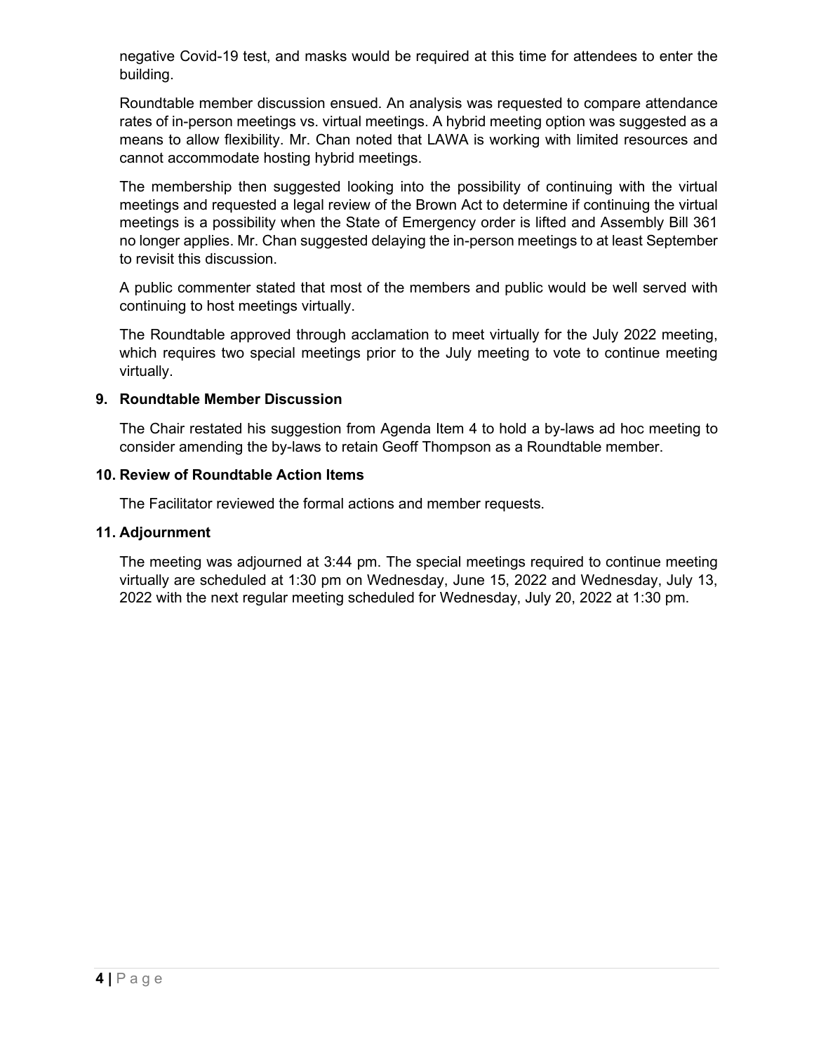negative Covid-19 test, and masks would be required at this time for attendees to enter the building.

Roundtable member discussion ensued. An analysis was requested to compare attendance rates of in-person meetings vs. virtual meetings. A hybrid meeting option was suggested as a means to allow flexibility. Mr. Chan noted that LAWA is working with limited resources and cannot accommodate hosting hybrid meetings.

The membership then suggested looking into the possibility of continuing with the virtual meetings and requested a legal review of the Brown Act to determine if continuing the virtual meetings is a possibility when the State of Emergency order is lifted and Assembly Bill 361 no longer applies. Mr. Chan suggested delaying the in-person meetings to at least September to revisit this discussion.

A public commenter stated that most of the members and public would be well served with continuing to host meetings virtually.

The Roundtable approved through acclamation to meet virtually for the July 2022 meeting, which requires two special meetings prior to the July meeting to vote to continue meeting virtually.

**9. Roundtable Member Discussion**

The Chair restated his suggestion from Agenda Item 4 to hold a by-laws ad hoc meeting to consider amending the by-laws to retain Geoff Thompson as a Roundtable member.

**10. Review of Roundtable Action Items**

The Facilitator reviewed the formal actions and member requests.

**11. Adjournment**

The meeting was adjourned at 3:44 pm. The special meetings required to continue meeting virtually are scheduled at 1:30 pm on Wednesday, June 15, 2022 and Wednesday, July 13, 2022 with the next regular meeting scheduled for Wednesday, July 20, 2022 at 1:30 pm.